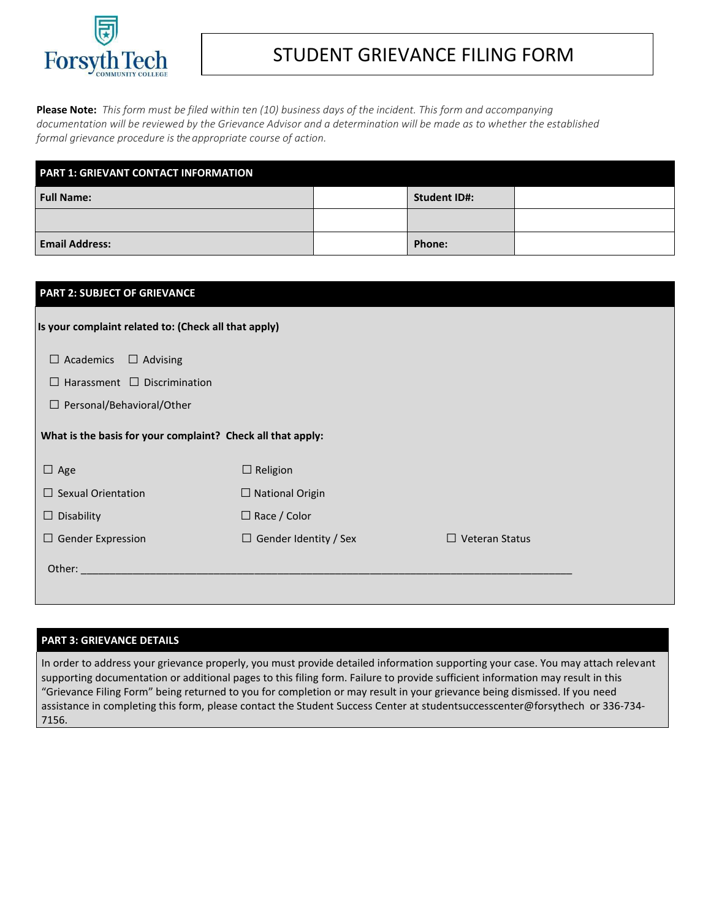# STUDENT GRIEVANCE FILING FORM

**Please Note:** *This form must be filed within ten (10) business days of the incident. This form and accompanying documentation will be reviewed by the Grievance Advisor and a determination will be made as to whether the established formal grievance procedure is the appropriate course of action.*

| PART 1: GRIEVANT CONTACT INFORMATION | | | |
|---|---|---|---|
| **Full Name:** | | **Student ID#:** | |
| | | | |
| **Email Address:** | | **Phone:** | |

## PART 2: SUBJECT OF GRIEVANCE

**Is your complaint related to: (Check all that apply)**

☐ Academics ☐ Advising

☐ Harassment ☐ Discrimination

☐ Personal/Behavioral/Other

**What is the basis for your complaint? Check all that apply:**

☐ Age ☐ Religion

☐ Sexual Orientation ☐ National Origin

☐ Disability ☐ Race / Color

☐ Gender Expression ☐ Gender Identity / Sex ☐ Veteran Status

Other: ____________________________________________________________________________________

## PART 3: GRIEVANCE DETAILS

In order to address your grievance properly, you must provide detailed information supporting your case. You may attach relevant supporting documentation or additional pages to this filing form. Failure to provide sufficient information may result in this "Grievance Filing Form" being returned to you for completion or may result in your grievance being dismissed. If you need assistance in completing this form, please contact the Student Success Center at studentsuccesscenter@forsythech or 336-734-7156.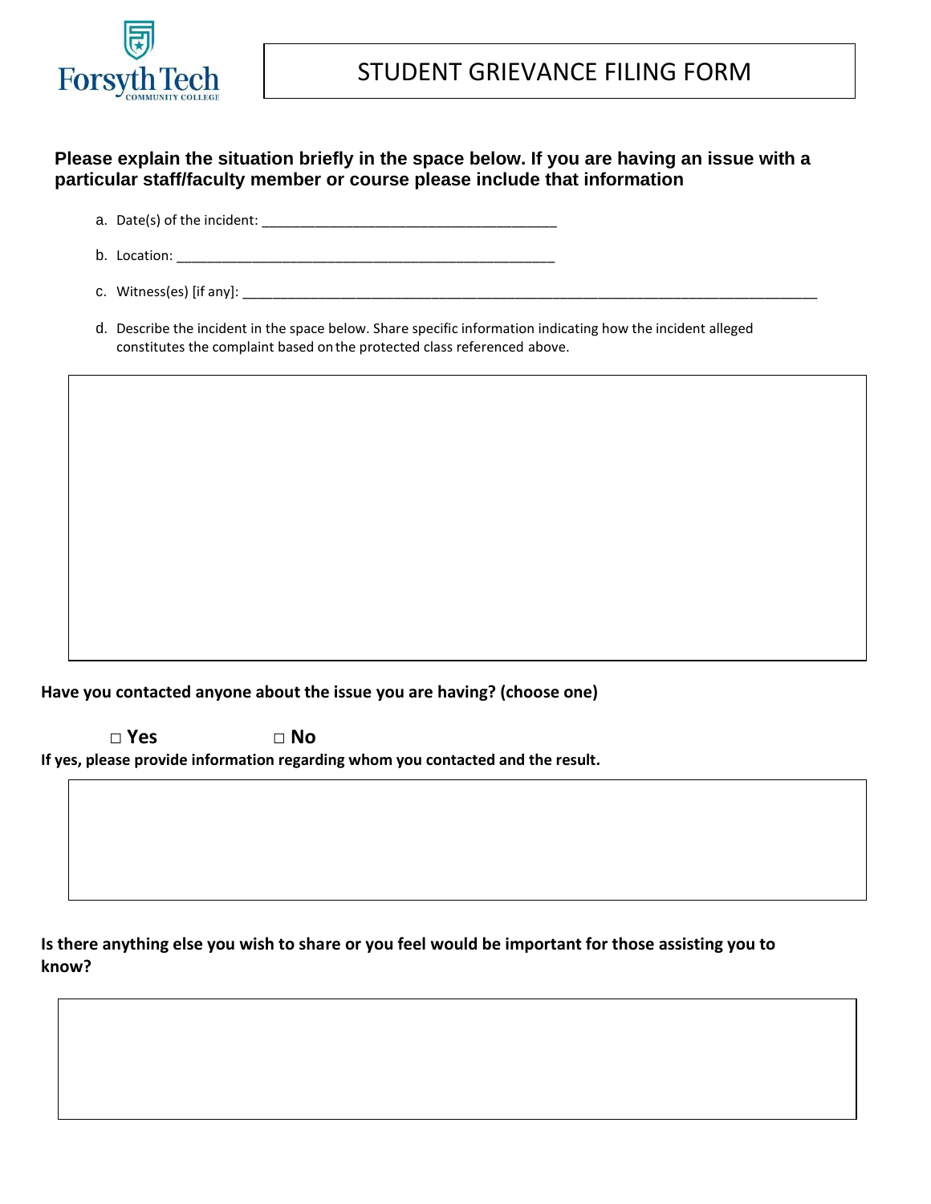# STUDENT GRIEVANCE FILING FORM

**Please explain the situation briefly in the space below. If you are having an issue with a particular staff/faculty member or course please include that information**

a. Date(s) of the incident: ______________________________________

b. Location: ________________________________________________

c. Witness(es) [if any]: ___________________________________________________________________________

d. Describe the incident in the space below. Share specific information indicating how the incident alleged constitutes the complaint based on the protected class referenced above.

**Have you contacted anyone about the issue you are having? (choose one)**

□ **Yes** □ **No**

**If yes, please provide information regarding whom you contacted and the result.**

**Is there anything else you wish to share or you feel would be important for those assisting you to know?**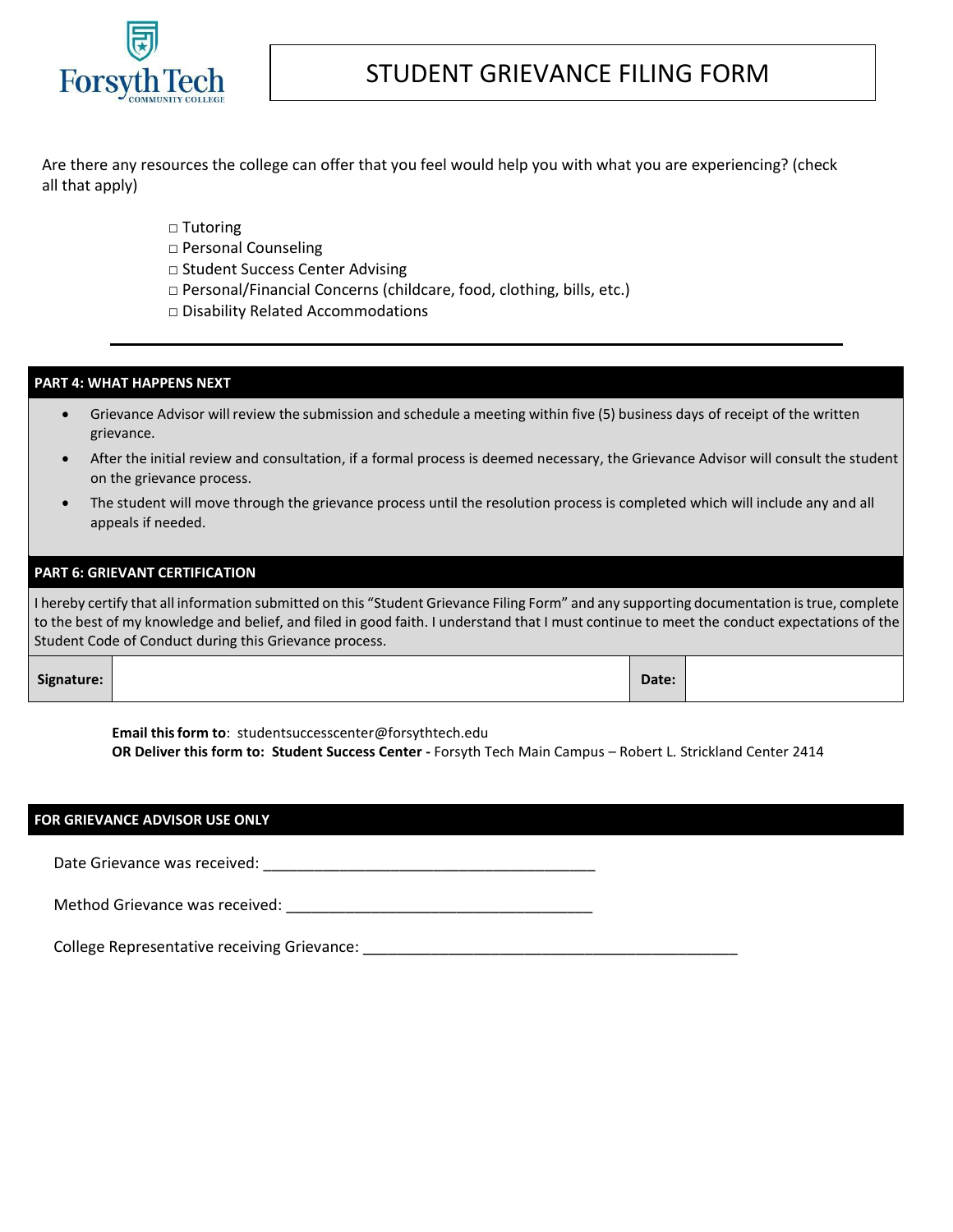# STUDENT GRIEVANCE FILING FORM

Are there any resources the college can offer that you feel would help you with what you are experiencing? (check all that apply)

- □ Tutoring
- □ Personal Counseling
- □ Student Success Center Advising
- □ Personal/Financial Concerns (childcare, food, clothing, bills, etc.)
- □ Disability Related Accommodations

---

## PART 4: WHAT HAPPENS NEXT

- Grievance Advisor will review the submission and schedule a meeting within five (5) business days of receipt of the written grievance.
- After the initial review and consultation, if a formal process is deemed necessary, the Grievance Advisor will consult the student on the grievance process.
- The student will move through the grievance process until the resolution process is completed which will include any and all appeals if needed.

## PART 6: GRIEVANT CERTIFICATION

I hereby certify that all information submitted on this "Student Grievance Filing Form" and any supporting documentation is true, complete to the best of my knowledge and belief, and filed in good faith. I understand that I must continue to meet the conduct expectations of the Student Code of Conduct during this Grievance process.

| | | | |
|---|---|---|---|
| **Signature:** | | **Date:** | |

**Email this form to**: studentsuccesscenter@forsythtech.edu
**OR Deliver this form to: Student Success Center -** Forsyth Tech Main Campus – Robert L. Strickland Center 2414

## FOR GRIEVANCE ADVISOR USE ONLY

Date Grievance was received: ________________________________________

Method Grievance was received: _____________________________________

College Representative receiving Grievance: ______________________________________________